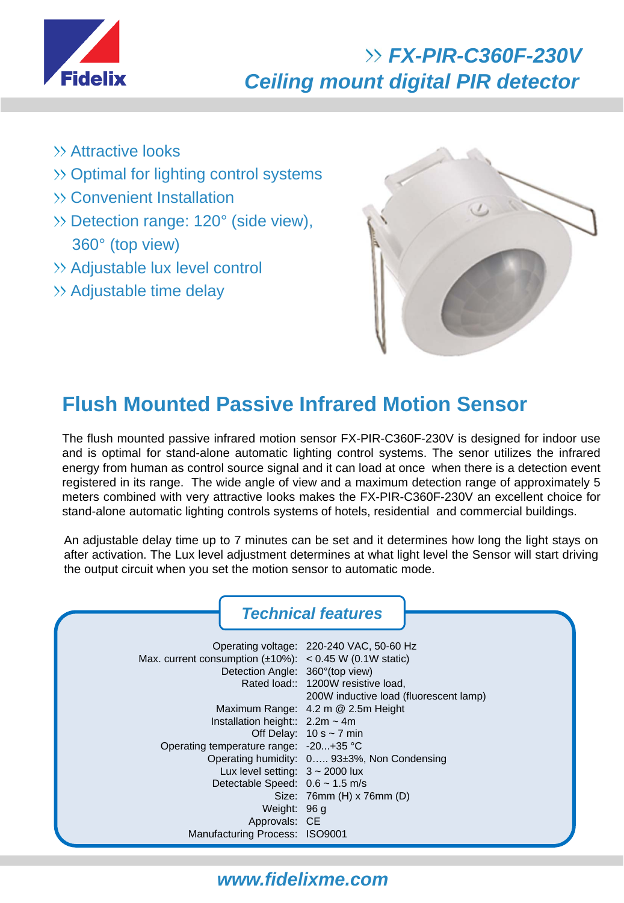Fidelix

# FX-PIR-C360F-230V
## Ceiling mount digital PIR detector

- Attractive looks
- Optimal for lighting control systems
- Convenient Installation
- Detection range: 120° (side view), 360° (top view)
- Adjustable lux level control
- Adjustable time delay

## Flush Mounted Passive Infrared Motion Sensor

The flush mounted passive infrared motion sensor FX-PIR-C360F-230V is designed for indoor use and is optimal for stand-alone automatic lighting control systems. The senor utilizes the infrared energy from human as control source signal and it can load at once when there is a detection event registered in its range. The wide angle of view and a maximum detection range of approximately 5 meters combined with very attractive looks makes the FX-PIR-C360F-230V an excellent choice for stand-alone automatic lighting controls systems of hotels, residential and commercial buildings.

An adjustable delay time up to 7 minutes can be set and it determines how long the light stays on after activation. The Lux level adjustment determines at what light level the Sensor will start driving the output circuit when you set the motion sensor to automatic mode.

### Technical features

| | |
|---|---|
| Operating voltage: | 220-240 VAC, 50-60 Hz |
| Max. current consumption (±10%): | < 0.45 W (0.1W static) |
| Detection Angle: | 360°(top view) |
| Rated load:: | 1200W resistive load, 200W inductive load (fluorescent lamp) |
| Maximum Range: | 4.2 m @ 2.5m Height |
| Installation height:: | 2.2m ~ 4m |
| Off Delay: | 10 s ~ 7 min |
| Operating temperature range: | -20...+35 °C |
| Operating humidity: | 0..... 93±3%, Non Condensing |
| Lux level setting: | 3 ~ 2000 lux |
| Detectable Speed: | 0.6 ~ 1.5 m/s |
| Size: | 76mm (H) x 76mm (D) |
| Weight: | 96 g |
| Approvals: | CE |
| Manufacturing Process: | ISO9001 |

www.fidelixme.com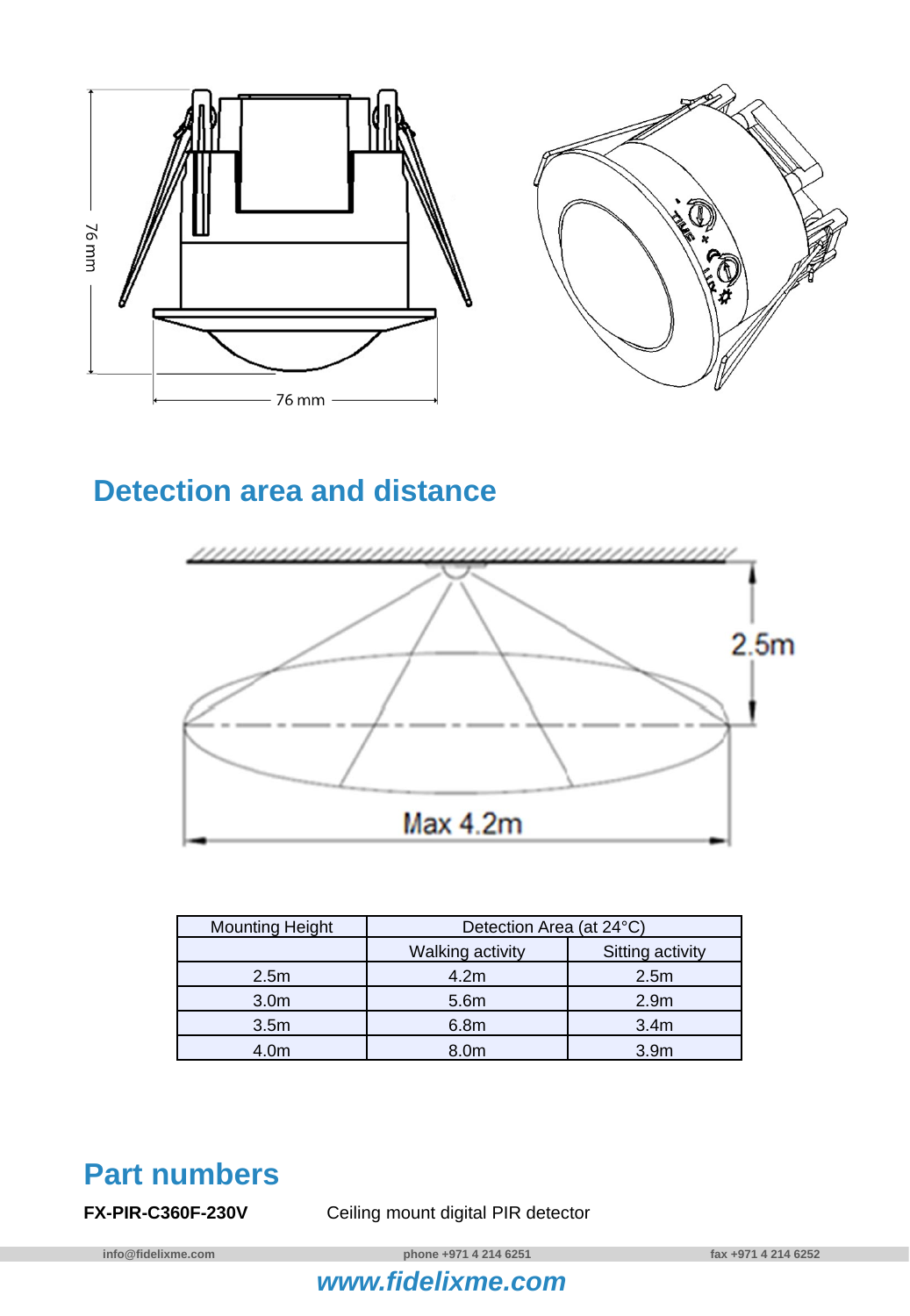76 mm

76 mm

## Detection area and distance

2.5m

Max 4.2m

| Mounting Height | Detection Area (at 24°C) | |
|---|---|---|
| | Walking activity | Sitting activity |
| 2.5m | 4.2m | 2.5m |
| 3.0m | 5.6m | 2.9m |
| 3.5m | 6.8m | 3.4m |
| 4.0m | 8.0m | 3.9m |

## Part numbers

**FX-PIR-C360F-230V** Ceiling mount digital PIR detector

info@fidelixme.com phone +971 4 214 6251 fax +971 4 214 6252

***www.fidelixme.com***